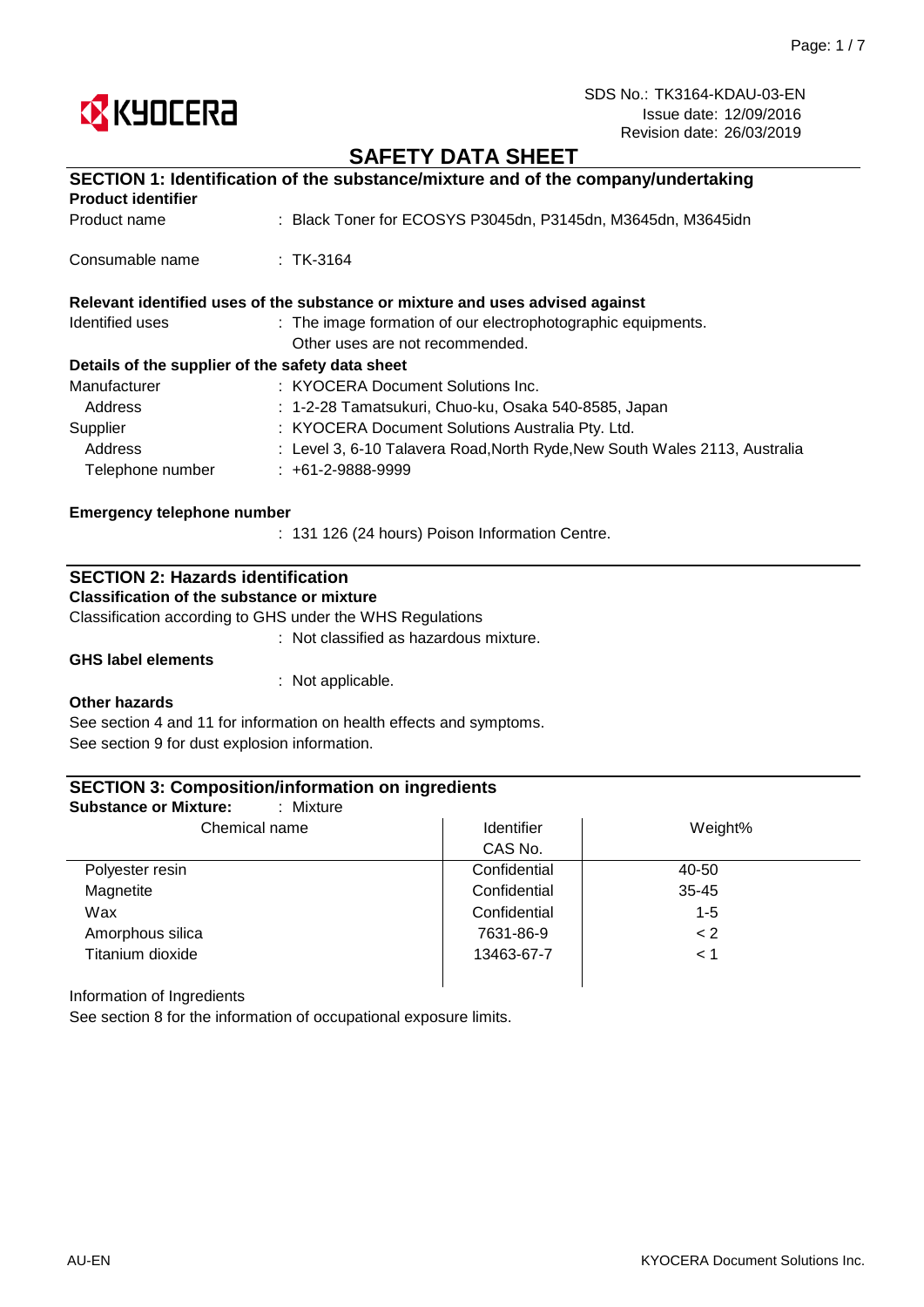SDS No.: TK3164-KDAU-03-EN
Issue date: 12/09/2016
Revision date: 26/03/2019

# SAFETY DATA SHEET

## SECTION 1: Identification of the substance/mixture and of the company/undertaking

**Product identifier**

Product name : Black Toner for ECOSYS P3045dn, P3145dn, M3645dn, M3645idn

Consumable name : TK-3164

**Relevant identified uses of the substance or mixture and uses advised against**

Identified uses : The image formation of our electrophotographic equipments.
Other uses are not recommended.

**Details of the supplier of the safety data sheet**

Manufacturer : KYOCERA Document Solutions Inc.
Address : 1-2-28 Tamatsukuri, Chuo-ku, Osaka 540-8585, Japan
Supplier : KYOCERA Document Solutions Australia Pty. Ltd.
Address : Level 3, 6-10 Talavera Road,North Ryde,New South Wales 2113, Australia
Telephone number : +61-2-9888-9999

**Emergency telephone number**

: 131 126 (24 hours) Poison Information Centre.

## SECTION 2: Hazards identification

**Classification of the substance or mixture**

Classification according to GHS under the WHS Regulations

: Not classified as hazardous mixture.

**GHS label elements**

: Not applicable.

**Other hazards**

See section 4 and 11 for information on health effects and symptoms.
See section 9 for dust explosion information.

## SECTION 3: Composition/information on ingredients

**Substance or Mixture:** : Mixture

| Chemical name | Identifier CAS No. | Weight% |
|---|---|---|
| Polyester resin | Confidential | 40-50 |
| Magnetite | Confidential | 35-45 |
| Wax | Confidential | 1-5 |
| Amorphous silica | 7631-86-9 | < 2 |
| Titanium dioxide | 13463-67-7 | < 1 |

Information of Ingredients

See section 8 for the information of occupational exposure limits.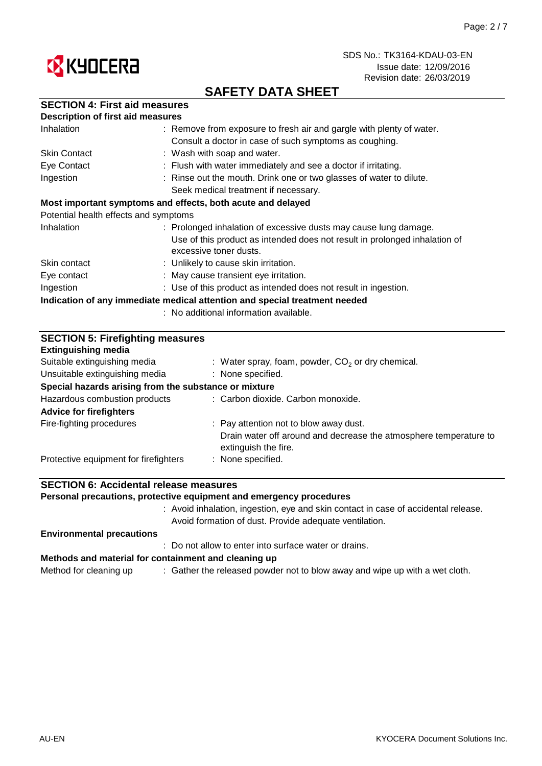# SAFETY DATA SHEET

## SECTION 4: First aid measures

**Description of first aid measures**

| | |
|---|---|
| Inhalation | : Remove from exposure to fresh air and gargle with plenty of water. Consult a doctor in case of such symptoms as coughing. |
| Skin Contact | : Wash with soap and water. |
| Eye Contact | : Flush with water immediately and see a doctor if irritating. |
| Ingestion | : Rinse out the mouth. Drink one or two glasses of water to dilute. Seek medical treatment if necessary. |

**Most important symptoms and effects, both acute and delayed**

Potential health effects and symptoms

| | |
|---|---|
| Inhalation | : Prolonged inhalation of excessive dusts may cause lung damage. Use of this product as intended does not result in prolonged inhalation of excessive toner dusts. |
| Skin contact | : Unlikely to cause skin irritation. |
| Eye contact | : May cause transient eye irritation. |
| Ingestion | : Use of this product as intended does not result in ingestion. |

**Indication of any immediate medical attention and special treatment needed**

: No additional information available.

## SECTION 5: Firefighting measures

**Extinguishing media**

| | |
|---|---|
| Suitable extinguishing media | : Water spray, foam, powder, $CO_2$ or dry chemical. |
| Unsuitable extinguishing media | : None specified. |

**Special hazards arising from the substance or mixture**

| | |
|---|---|
| Hazardous combustion products | : Carbon dioxide. Carbon monoxide. |

**Advice for firefighters**

| | |
|---|---|
| Fire-fighting procedures | : Pay attention not to blow away dust. Drain water off around and decrease the atmosphere temperature to extinguish the fire. |
| Protective equipment for firefighters | : None specified. |

## SECTION 6: Accidental release measures

**Personal precautions, protective equipment and emergency procedures**

: Avoid inhalation, ingestion, eye and skin contact in case of accidental release. Avoid formation of dust. Provide adequate ventilation.

**Environmental precautions**

: Do not allow to enter into surface water or drains.

**Methods and material for containment and cleaning up**

| | |
|---|---|
| Method for cleaning up | : Gather the released powder not to blow away and wipe up with a wet cloth. |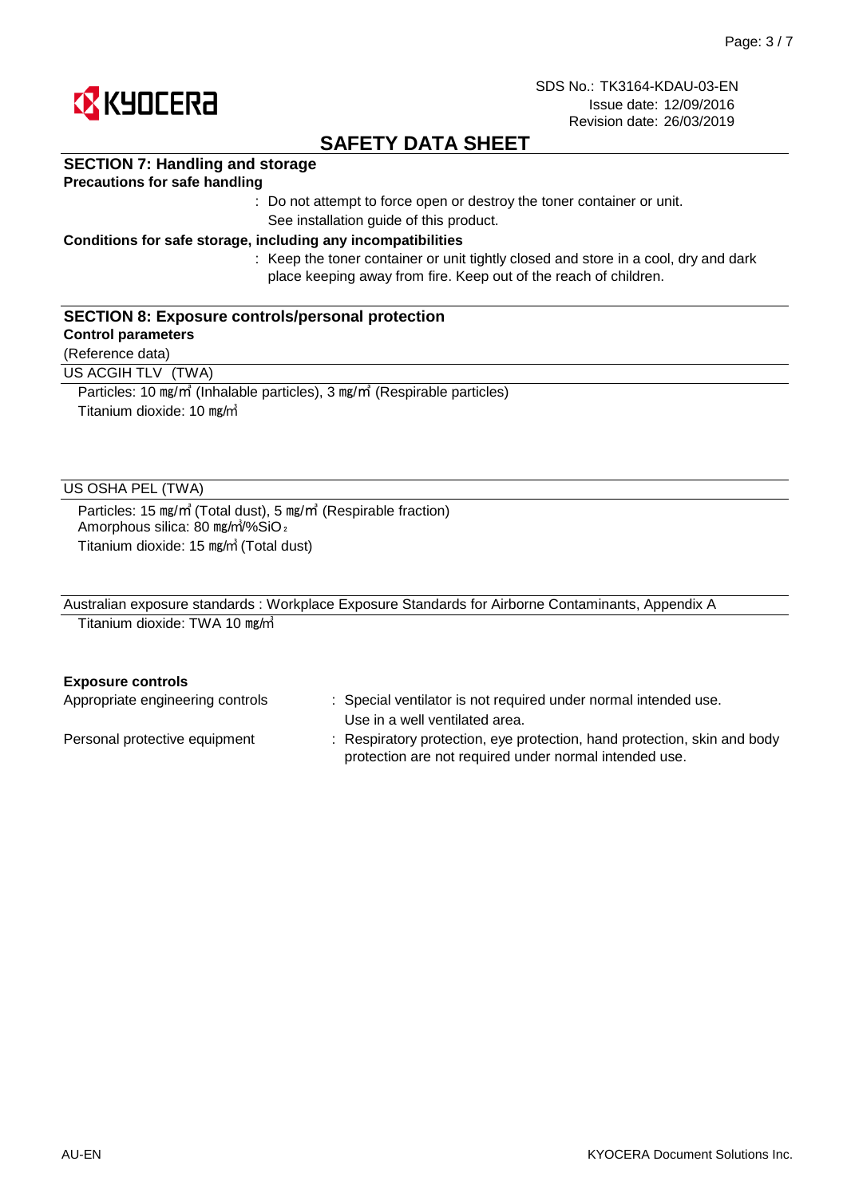# SAFETY DATA SHEET

## SECTION 7: Handling and storage

**Precautions for safe handling**

: Do not attempt to force open or destroy the toner container or unit.
See installation guide of this product.

**Conditions for safe storage, including any incompatibilities**

: Keep the toner container or unit tightly closed and store in a cool, dry and dark place keeping away from fire. Keep out of the reach of children.

## SECTION 8: Exposure controls/personal protection

**Control parameters**

(Reference data)

US ACGIH TLV (TWA)

Particles: 10 ㎎/㎥ (Inhalable particles), 3 ㎎/㎥ (Respirable particles)
Titanium dioxide: 10 ㎎/㎥

US OSHA PEL (TWA)

Particles: 15 ㎎/㎥ (Total dust), 5 ㎎/㎥ (Respirable fraction)
Amorphous silica: 80 ㎎/㎥/%$SiO_2$
Titanium dioxide: 15 ㎎/㎥ (Total dust)

Australian exposure standards : Workplace Exposure Standards for Airborne Contaminants, Appendix A

Titanium dioxide: TWA 10 ㎎/㎥

**Exposure controls**

Appropriate engineering controls : Special ventilator is not required under normal intended use.
Use in a well ventilated area.

Personal protective equipment : Respiratory protection, eye protection, hand protection, skin and body protection are not required under normal intended use.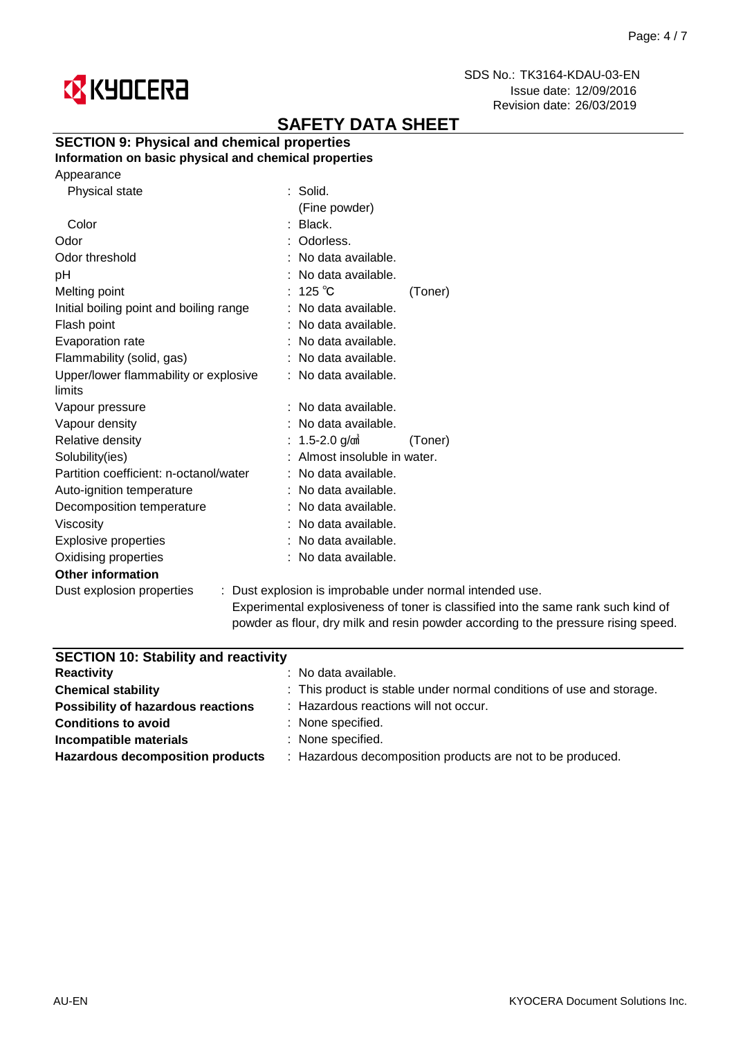**SAFETY DATA SHEET**

## SECTION 9: Physical and chemical properties

### Information on basic physical and chemical properties

| Property | Value | |
|---|---|---|
| Appearance | | |
| Physical state | : Solid. (Fine powder) | |
| Color | : Black. | |
| Odor | : Odorless. | |
| Odor threshold | : No data available. | |
| pH | : No data available. | |
| Melting point | : 125 ℃ | (Toner) |
| Initial boiling point and boiling range | : No data available. | |
| Flash point | : No data available. | |
| Evaporation rate | : No data available. | |
| Flammability (solid, gas) | : No data available. | |
| Upper/lower flammability or explosive limits | : No data available. | |
| Vapour pressure | : No data available. | |
| Vapour density | : No data available. | |
| Relative density | : 1.5-2.0 g/㎤ | (Toner) |
| Solubility(ies) | : Almost insoluble in water. | |
| Partition coefficient: n-octanol/water | : No data available. | |
| Auto-ignition temperature | : No data available. | |
| Decomposition temperature | : No data available. | |
| Viscosity | : No data available. | |
| Explosive properties | : No data available. | |
| Oxidising properties | : No data available. | |

**Other information**

Dust explosion properties : Dust explosion is improbable under normal intended use. Experimental explosiveness of toner is classified into the same rank such kind of powder as flour, dry milk and resin powder according to the pressure rising speed.

## SECTION 10: Stability and reactivity

| | |
|---|---|
| **Reactivity** | : No data available. |
| **Chemical stability** | : This product is stable under normal conditions of use and storage. |
| **Possibility of hazardous reactions** | : Hazardous reactions will not occur. |
| **Conditions to avoid** | : None specified. |
| **Incompatible materials** | : None specified. |
| **Hazardous decomposition products** | : Hazardous decomposition products are not to be produced. |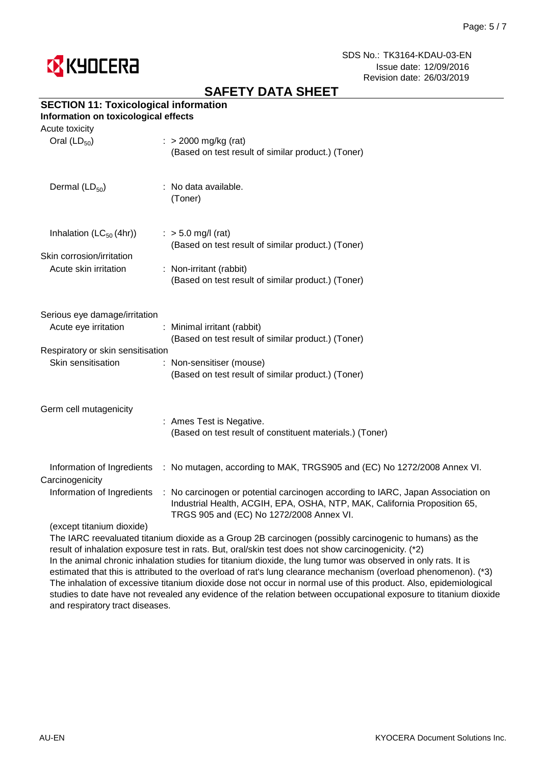## SECTION 11: Toxicological information

**Information on toxicological effects**

Acute toxicity

| | |
|---|---|
| Oral ($LD_{50}$) | : > 2000 mg/kg (rat)<br>(Based on test result of similar product.) (Toner) |
| Dermal ($LD_{50}$) | : No data available.<br>(Toner) |
| Inhalation ($LC_{50}$ (4hr)) | : > 5.0 mg/l (rat)<br>(Based on test result of similar product.) (Toner) |

Skin corrosion/irritation

| | |
|---|---|
| Acute skin irritation | : Non-irritant (rabbit)<br>(Based on test result of similar product.) (Toner) |

Serious eye damage/irritation

| | |
|---|---|
| Acute eye irritation | : Minimal irritant (rabbit)<br>(Based on test result of similar product.) (Toner) |

Respiratory or skin sensitisation

| | |
|---|---|
| Skin sensitisation | : Non-sensitiser (mouse)<br>(Based on test result of similar product.) (Toner) |

Germ cell mutagenicity

: Ames Test is Negative.
(Based on test result of constituent materials.) (Toner)

| | |
|---|---|
| Information of Ingredients | : No mutagen, according to MAK, TRGS905 and (EC) No 1272/2008 Annex VI. |

Carcinogenicity

| | |
|---|---|
| Information of Ingredients | : No carcinogen or potential carcinogen according to IARC, Japan Association on Industrial Health, ACGIH, EPA, OSHA, NTP, MAK, California Proposition 65, TRGS 905 and (EC) No 1272/2008 Annex VI. |

(except titanium dioxide)

The IARC reevaluated titanium dioxide as a Group 2B carcinogen (possibly carcinogenic to humans) as the result of inhalation exposure test in rats. But, oral/skin test does not show carcinogenicity. (*2)
In the animal chronic inhalation studies for titanium dioxide, the lung tumor was observed in only rats. It is estimated that this is attributed to the overload of rat's lung clearance mechanism (overload phenomenon). (*3)
The inhalation of excessive titanium dioxide dose not occur in normal use of this product. Also, epidemiological studies to date have not revealed any evidence of the relation between occupational exposure to titanium dioxide and respiratory tract diseases.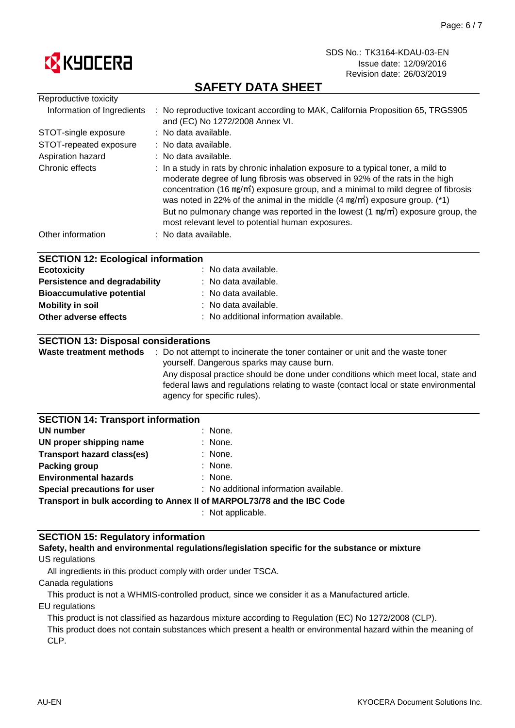Reproductive toxicity

| | |
|---|---|
| Information of Ingredients | : No reproductive toxicant according to MAK, California Proposition 65, TRGS905 and (EC) No 1272/2008 Annex VI. |
| STOT-single exposure | : No data available. |
| STOT-repeated exposure | : No data available. |
| Aspiration hazard | : No data available. |
| Chronic effects | : In a study in rats by chronic inhalation exposure to a typical toner, a mild to moderate degree of lung fibrosis was observed in 92% of the rats in the high concentration (16 ㎎/㎥) exposure group, and a minimal to mild degree of fibrosis was noted in 22% of the animal in the middle (4 ㎎/㎥) exposure group. (*1) But no pulmonary change was reported in the lowest (1 ㎎/㎥) exposure group, the most relevant level to potential human exposures. |
| Other information | : No data available. |

## SECTION 12: Ecological information

| | |
|---|---|
| **Ecotoxicity** | : No data available. |
| **Persistence and degradability** | : No data available. |
| **Bioaccumulative potential** | : No data available. |
| **Mobility in soil** | : No data available. |
| **Other adverse effects** | : No additional information available. |

## SECTION 13: Disposal considerations

**Waste treatment methods** : Do not attempt to incinerate the toner container or unit and the waste toner yourself. Dangerous sparks may cause burn.
Any disposal practice should be done under conditions which meet local, state and federal laws and regulations relating to waste (contact local or state environmental agency for specific rules).

## SECTION 14: Transport information

| | |
|---|---|
| **UN number** | : None. |
| **UN proper shipping name** | : None. |
| **Transport hazard class(es)** | : None. |
| **Packing group** | : None. |
| **Environmental hazards** | : None. |
| **Special precautions for user** | : No additional information available. |

**Transport in bulk according to Annex II of MARPOL73/78 and the IBC Code**
: Not applicable.

## SECTION 15: Regulatory information

**Safety, health and environmental regulations/legislation specific for the substance or mixture**

US regulations

All ingredients in this product comply with order under TSCA.

Canada regulations

This product is not a WHMIS-controlled product, since we consider it as a Manufactured article.

EU regulations

This product is not classified as hazardous mixture according to Regulation (EC) No 1272/2008 (CLP).
This product does not contain substances which present a health or environmental hazard within the meaning of CLP.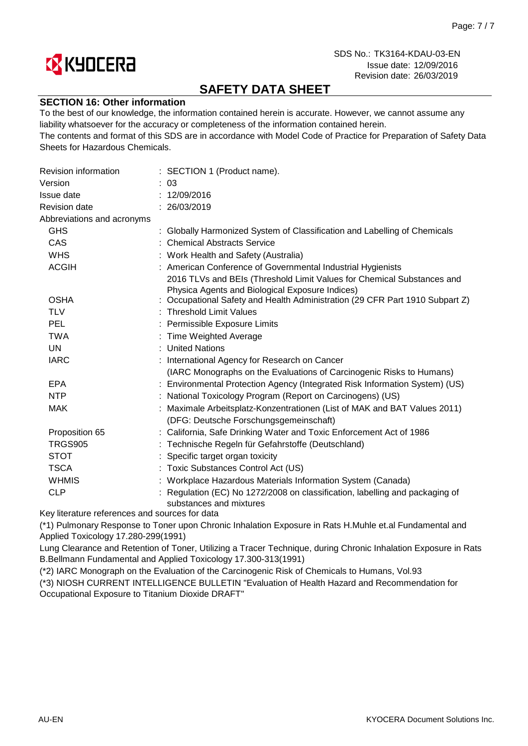# SAFETY DATA SHEET

SDS No.: TK3164-KDAU-03-EN
Issue date: 12/09/2016
Revision date: 26/03/2019

## SECTION 16: Other information

To the best of our knowledge, the information contained herein is accurate. However, we cannot assume any liability whatsoever for the accuracy or completeness of the information contained herein.
The contents and format of this SDS are in accordance with Model Code of Practice for Preparation of Safety Data Sheets for Hazardous Chemicals.

| | |
|---|---|
| Revision information | : SECTION 1 (Product name). |
| Version | : 03 |
| Issue date | : 12/09/2016 |
| Revision date | : 26/03/2019 |
| Abbreviations and acronyms | |
| GHS | : Globally Harmonized System of Classification and Labelling of Chemicals |
| CAS | : Chemical Abstracts Service |
| WHS | : Work Health and Safety (Australia) |
| ACGIH | : American Conference of Governmental Industrial Hygienists 2016 TLVs and BEIs (Threshold Limit Values for Chemical Substances and Physica Agents and Biological Exposure Indices) |
| OSHA | : Occupational Safety and Health Administration (29 CFR Part 1910 Subpart Z) |
| TLV | : Threshold Limit Values |
| PEL | : Permissible Exposure Limits |
| TWA | : Time Weighted Average |
| UN | : United Nations |
| IARC | : International Agency for Research on Cancer (IARC Monographs on the Evaluations of Carcinogenic Risks to Humans) |
| EPA | : Environmental Protection Agency (Integrated Risk Information System) (US) |
| NTP | : National Toxicology Program (Report on Carcinogens) (US) |
| MAK | : Maximale Arbeitsplatz-Konzentrationen (List of MAK and BAT Values 2011) (DFG: Deutsche Forschungsgemeinschaft) |
| Proposition 65 | : California, Safe Drinking Water and Toxic Enforcement Act of 1986 |
| TRGS905 | : Technische Regeln für Gefahrstoffe (Deutschland) |
| STOT | : Specific target organ toxicity |
| TSCA | : Toxic Substances Control Act (US) |
| WHMIS | : Workplace Hazardous Materials Information System (Canada) |
| CLP | : Regulation (EC) No 1272/2008 on classification, labelling and packaging of substances and mixtures |

Key literature references and sources for data

(*1) Pulmonary Response to Toner upon Chronic Inhalation Exposure in Rats H.Muhle et.al Fundamental and Applied Toxicology 17.280-299(1991)

Lung Clearance and Retention of Toner, Utilizing a Tracer Technique, during Chronic Inhalation Exposure in Rats B.Bellmann Fundamental and Applied Toxicology 17.300-313(1991)

(*2) IARC Monograph on the Evaluation of the Carcinogenic Risk of Chemicals to Humans, Vol.93

(*3) NIOSH CURRENT INTELLIGENCE BULLETIN "Evaluation of Health Hazard and Recommendation for Occupational Exposure to Titanium Dioxide DRAFT"